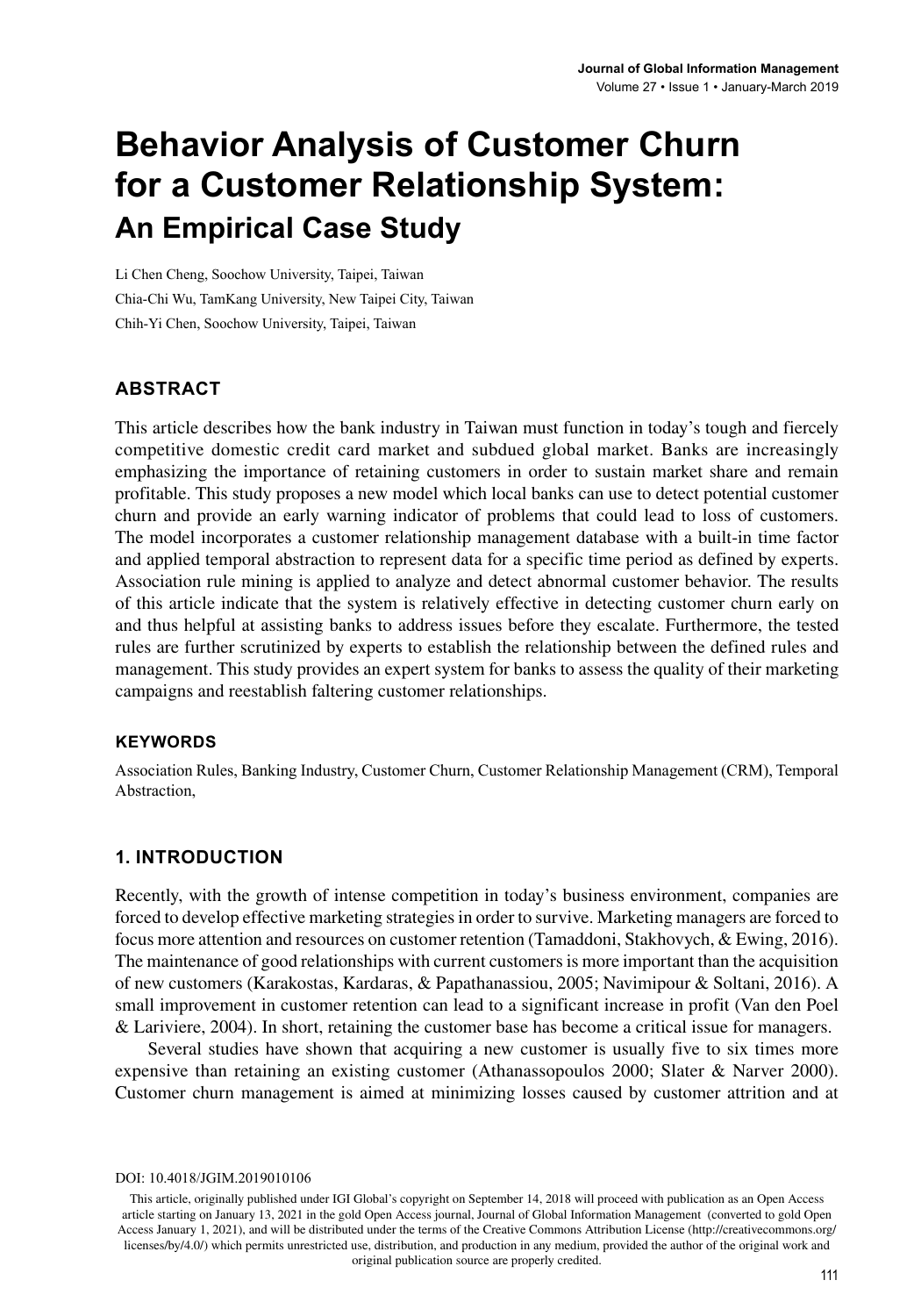# Behavior Analysis of Customer Churn for a Customer Relationship System:

## An Empirical Case Study

Li Chen Cheng, Soochow University, Taipei, Taiwan

Chia-Chi Wu, TamKang University, New Taipei City, Taiwan

Chih-Yi Chen, Soochow University, Taipei, Taiwan

## ABSTRACT

This article describes how the bank industry in Taiwan must function in today's tough and fiercely competitive domestic credit card market and subdued global market. Banks are increasingly emphasizing the importance of retaining customers in order to sustain market share and remain profitable. This study proposes a new model which local banks can use to detect potential customer churn and provide an early warning indicator of problems that could lead to loss of customers. The model incorporates a customer relationship management database with a built-in time factor and applied temporal abstraction to represent data for a specific time period as defined by experts. Association rule mining is applied to analyze and detect abnormal customer behavior. The results of this article indicate that the system is relatively effective in detecting customer churn early on and thus helpful at assisting banks to address issues before they escalate. Furthermore, the tested rules are further scrutinized by experts to establish the relationship between the defined rules and management. This study provides an expert system for banks to assess the quality of their marketing campaigns and reestablish faltering customer relationships.

### KEYWORDS

Association Rules, Banking Industry, Customer Churn, Customer Relationship Management (CRM), Temporal Abstraction,

## 1. INTRODUCTION

Recently, with the growth of intense competition in today's business environment, companies are forced to develop effective marketing strategies in order to survive. Marketing managers are forced to focus more attention and resources on customer retention (Tamaddoni, Stakhovych, & Ewing, 2016). The maintenance of good relationships with current customers is more important than the acquisition of new customers (Karakostas, Kardaras, & Papathanassiou, 2005; Navimipour & Soltani, 2016). A small improvement in customer retention can lead to a significant increase in profit (Van den Poel & Lariviere, 2004). In short, retaining the customer base has become a critical issue for managers.

Several studies have shown that acquiring a new customer is usually five to six times more expensive than retaining an existing customer (Athanassopoulos 2000; Slater & Narver 2000). Customer churn management is aimed at minimizing losses caused by customer attrition and at

DOI: 10.4018/JGIM.2019010106

This article, originally published under IGI Global's copyright on September 14, 2018 will proceed with publication as an Open Access article starting on January 13, 2021 in the gold Open Access journal, Journal of Global Information Management (converted to gold Open Access January 1, 2021), and will be distributed under the terms of the Creative Commons Attribution License (http://creativecommons.org/licenses/by/4.0/) which permits unrestricted use, distribution, and production in any medium, provided the author of the original work and original publication source are properly credited.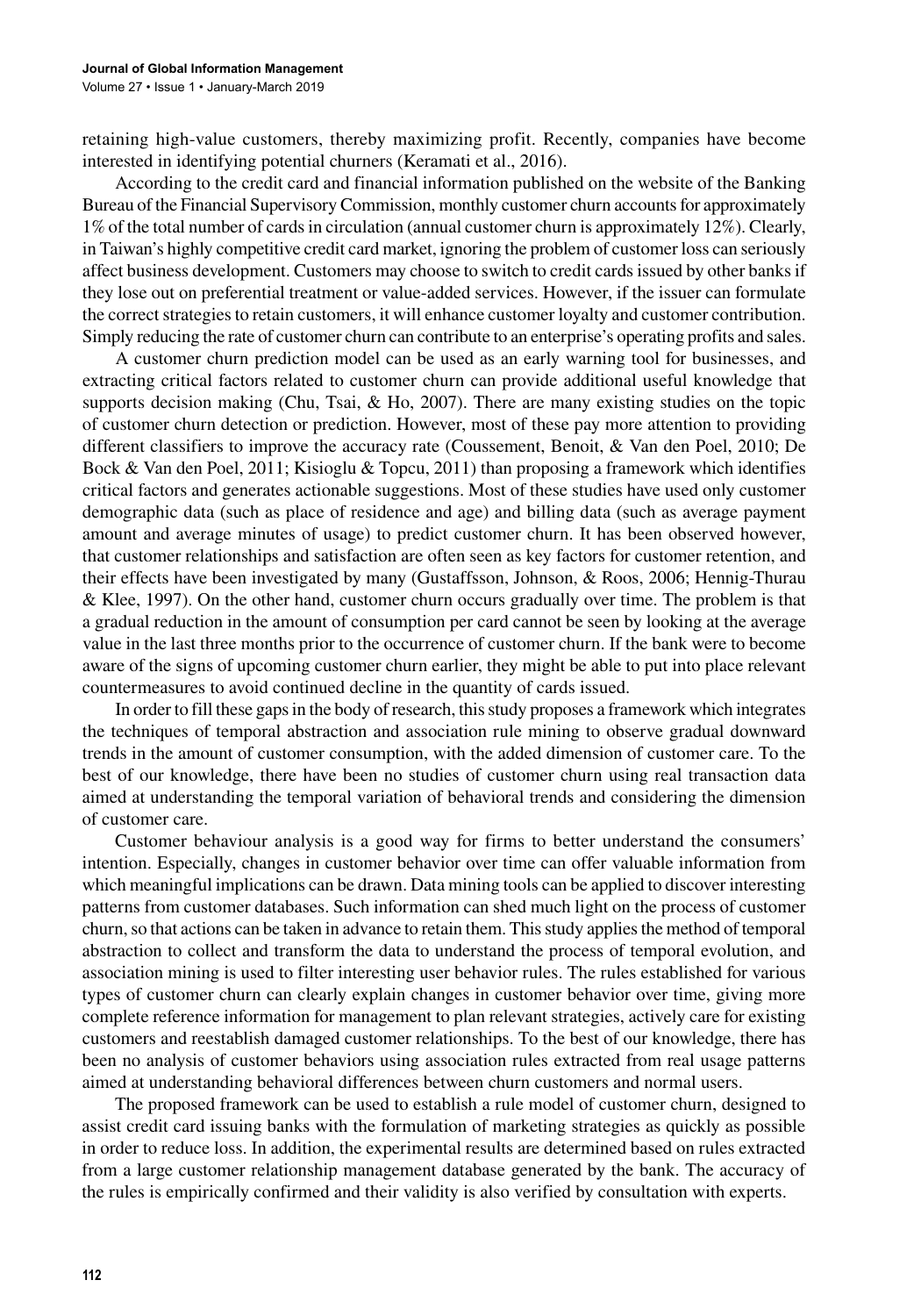retaining high-value customers, thereby maximizing profit. Recently, companies have become interested in identifying potential churners (Keramati et al., 2016).

According to the credit card and financial information published on the website of the Banking Bureau of the Financial Supervisory Commission, monthly customer churn accounts for approximately 1% of the total number of cards in circulation (annual customer churn is approximately 12%). Clearly, in Taiwan's highly competitive credit card market, ignoring the problem of customer loss can seriously affect business development. Customers may choose to switch to credit cards issued by other banks if they lose out on preferential treatment or value-added services. However, if the issuer can formulate the correct strategies to retain customers, it will enhance customer loyalty and customer contribution. Simply reducing the rate of customer churn can contribute to an enterprise's operating profits and sales.

A customer churn prediction model can be used as an early warning tool for businesses, and extracting critical factors related to customer churn can provide additional useful knowledge that supports decision making (Chu, Tsai, & Ho, 2007). There are many existing studies on the topic of customer churn detection or prediction. However, most of these pay more attention to providing different classifiers to improve the accuracy rate (Coussement, Benoit, & Van den Poel, 2010; De Bock & Van den Poel, 2011; Kisioglu & Topcu, 2011) than proposing a framework which identifies critical factors and generates actionable suggestions. Most of these studies have used only customer demographic data (such as place of residence and age) and billing data (such as average payment amount and average minutes of usage) to predict customer churn. It has been observed however, that customer relationships and satisfaction are often seen as key factors for customer retention, and their effects have been investigated by many (Gustaffsson, Johnson, & Roos, 2006; Hennig-Thurau & Klee, 1997). On the other hand, customer churn occurs gradually over time. The problem is that a gradual reduction in the amount of consumption per card cannot be seen by looking at the average value in the last three months prior to the occurrence of customer churn. If the bank were to become aware of the signs of upcoming customer churn earlier, they might be able to put into place relevant countermeasures to avoid continued decline in the quantity of cards issued.

In order to fill these gaps in the body of research, this study proposes a framework which integrates the techniques of temporal abstraction and association rule mining to observe gradual downward trends in the amount of customer consumption, with the added dimension of customer care. To the best of our knowledge, there have been no studies of customer churn using real transaction data aimed at understanding the temporal variation of behavioral trends and considering the dimension of customer care.

Customer behaviour analysis is a good way for firms to better understand the consumers' intention. Especially, changes in customer behavior over time can offer valuable information from which meaningful implications can be drawn. Data mining tools can be applied to discover interesting patterns from customer databases. Such information can shed much light on the process of customer churn, so that actions can be taken in advance to retain them. This study applies the method of temporal abstraction to collect and transform the data to understand the process of temporal evolution, and association mining is used to filter interesting user behavior rules. The rules established for various types of customer churn can clearly explain changes in customer behavior over time, giving more complete reference information for management to plan relevant strategies, actively care for existing customers and reestablish damaged customer relationships. To the best of our knowledge, there has been no analysis of customer behaviors using association rules extracted from real usage patterns aimed at understanding behavioral differences between churn customers and normal users.

The proposed framework can be used to establish a rule model of customer churn, designed to assist credit card issuing banks with the formulation of marketing strategies as quickly as possible in order to reduce loss. In addition, the experimental results are determined based on rules extracted from a large customer relationship management database generated by the bank. The accuracy of the rules is empirically confirmed and their validity is also verified by consultation with experts.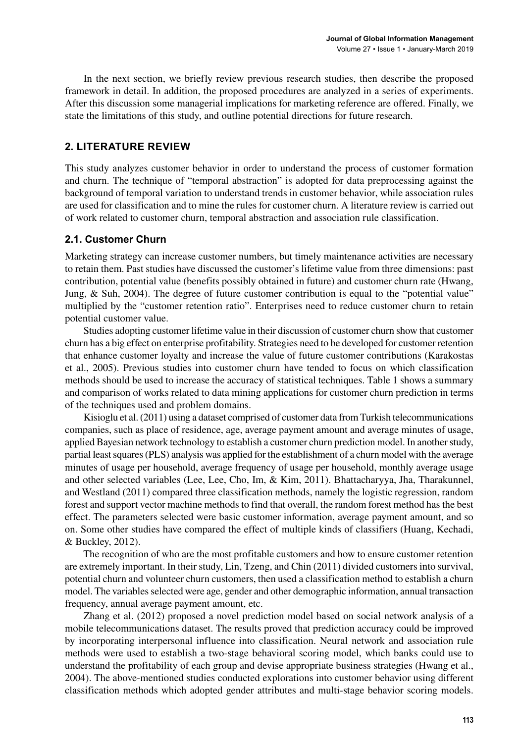In the next section, we briefly review previous research studies, then describe the proposed framework in detail. In addition, the proposed procedures are analyzed in a series of experiments. After this discussion some managerial implications for marketing reference are offered. Finally, we state the limitations of this study, and outline potential directions for future research.

## 2. LITERATURE REVIEW

This study analyzes customer behavior in order to understand the process of customer formation and churn. The technique of "temporal abstraction" is adopted for data preprocessing against the background of temporal variation to understand trends in customer behavior, while association rules are used for classification and to mine the rules for customer churn. A literature review is carried out of work related to customer churn, temporal abstraction and association rule classification.

### 2.1. Customer Churn

Marketing strategy can increase customer numbers, but timely maintenance activities are necessary to retain them. Past studies have discussed the customer's lifetime value from three dimensions: past contribution, potential value (benefits possibly obtained in future) and customer churn rate (Hwang, Jung, & Suh, 2004). The degree of future customer contribution is equal to the "potential value" multiplied by the "customer retention ratio". Enterprises need to reduce customer churn to retain potential customer value.

Studies adopting customer lifetime value in their discussion of customer churn show that customer churn has a big effect on enterprise profitability. Strategies need to be developed for customer retention that enhance customer loyalty and increase the value of future customer contributions (Karakostas et al., 2005). Previous studies into customer churn have tended to focus on which classification methods should be used to increase the accuracy of statistical techniques. Table 1 shows a summary and comparison of works related to data mining applications for customer churn prediction in terms of the techniques used and problem domains.

Kisioglu et al. (2011) using a dataset comprised of customer data from Turkish telecommunications companies, such as place of residence, age, average payment amount and average minutes of usage, applied Bayesian network technology to establish a customer churn prediction model. In another study, partial least squares (PLS) analysis was applied for the establishment of a churn model with the average minutes of usage per household, average frequency of usage per household, monthly average usage and other selected variables (Lee, Lee, Cho, Im, & Kim, 2011). Bhattacharyya, Jha, Tharakunnel, and Westland (2011) compared three classification methods, namely the logistic regression, random forest and support vector machine methods to find that overall, the random forest method has the best effect. The parameters selected were basic customer information, average payment amount, and so on. Some other studies have compared the effect of multiple kinds of classifiers (Huang, Kechadi, & Buckley, 2012).

The recognition of who are the most profitable customers and how to ensure customer retention are extremely important. In their study, Lin, Tzeng, and Chin (2011) divided customers into survival, potential churn and volunteer churn customers, then used a classification method to establish a churn model. The variables selected were age, gender and other demographic information, annual transaction frequency, annual average payment amount, etc.

Zhang et al. (2012) proposed a novel prediction model based on social network analysis of a mobile telecommunications dataset. The results proved that prediction accuracy could be improved by incorporating interpersonal influence into classification. Neural network and association rule methods were used to establish a two-stage behavioral scoring model, which banks could use to understand the profitability of each group and devise appropriate business strategies (Hwang et al., 2004). The above-mentioned studies conducted explorations into customer behavior using different classification methods which adopted gender attributes and multi-stage behavior scoring models.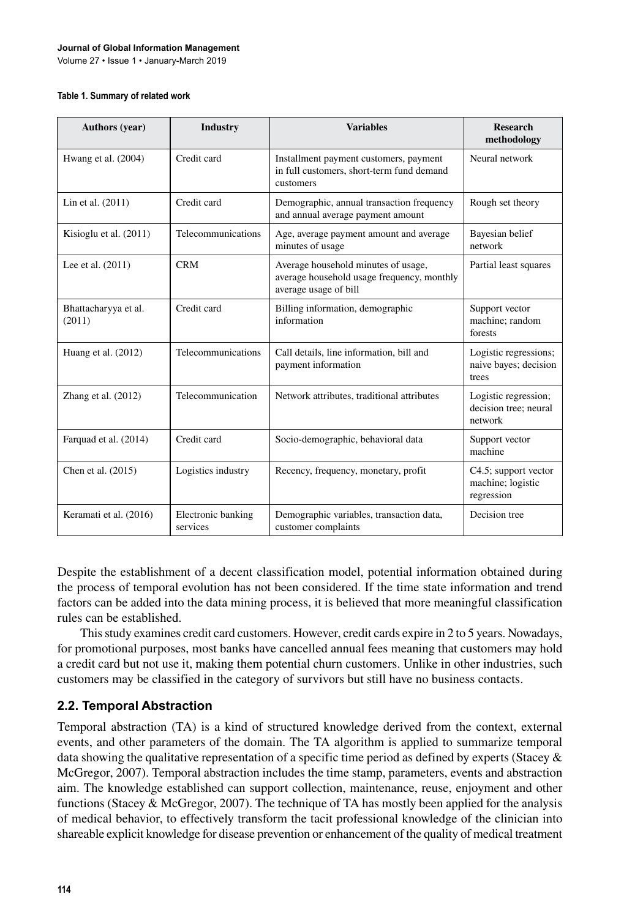**Table 1. Summary of related work**

| Authors (year) | Industry | Variables | Research methodology |
|---|---|---|---|
| Hwang et al. (2004) | Credit card | Installment payment customers, payment in full customers, short-term fund demand customers | Neural network |
| Lin et al. (2011) | Credit card | Demographic, annual transaction frequency and annual average payment amount | Rough set theory |
| Kisioglu et al. (2011) | Telecommunications | Age, average payment amount and average minutes of usage | Bayesian belief network |
| Lee et al. (2011) | CRM | Average household minutes of usage, average household usage frequency, monthly average usage of bill | Partial least squares |
| Bhattacharyya et al. (2011) | Credit card | Billing information, demographic information | Support vector machine; random forests |
| Huang et al. (2012) | Telecommunications | Call details, line information, bill and payment information | Logistic regressions; naive bayes; decision trees |
| Zhang et al. (2012) | Telecommunication | Network attributes, traditional attributes | Logistic regression; decision tree; neural network |
| Farquad et al. (2014) | Credit card | Socio-demographic, behavioral data | Support vector machine |
| Chen et al. (2015) | Logistics industry | Recency, frequency, monetary, profit | C4.5; support vector machine; logistic regression |
| Keramati et al. (2016) | Electronic banking services | Demographic variables, transaction data, customer complaints | Decision tree |

Despite the establishment of a decent classification model, potential information obtained during the process of temporal evolution has not been considered. If the time state information and trend factors can be added into the data mining process, it is believed that more meaningful classification rules can be established.

This study examines credit card customers. However, credit cards expire in 2 to 5 years. Nowadays, for promotional purposes, most banks have cancelled annual fees meaning that customers may hold a credit card but not use it, making them potential churn customers. Unlike in other industries, such customers may be classified in the category of survivors but still have no business contacts.

## 2.2. Temporal Abstraction

Temporal abstraction (TA) is a kind of structured knowledge derived from the context, external events, and other parameters of the domain. The TA algorithm is applied to summarize temporal data showing the qualitative representation of a specific time period as defined by experts (Stacey & McGregor, 2007). Temporal abstraction includes the time stamp, parameters, events and abstraction aim. The knowledge established can support collection, maintenance, reuse, enjoyment and other functions (Stacey & McGregor, 2007). The technique of TA has mostly been applied for the analysis of medical behavior, to effectively transform the tacit professional knowledge of the clinician into shareable explicit knowledge for disease prevention or enhancement of the quality of medical treatment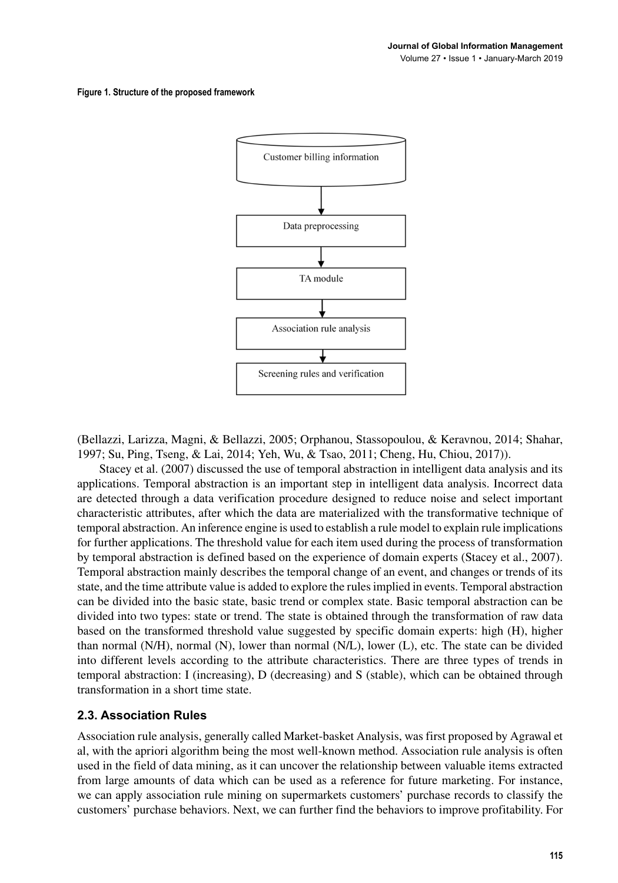Figure 1. Structure of the proposed framework

Customer billing information

Data preprocessing

TA module

Association rule analysis

Screening rules and verification

(Bellazzi, Larizza, Magni, & Bellazzi, 2005; Orphanou, Stassopoulou, & Keravnou, 2014; Shahar, 1997; Su, Ping, Tseng, & Lai, 2014; Yeh, Wu, & Tsao, 2011; Cheng, Hu, Chiou, 2017)).

Stacey et al. (2007) discussed the use of temporal abstraction in intelligent data analysis and its applications. Temporal abstraction is an important step in intelligent data analysis. Incorrect data are detected through a data verification procedure designed to reduce noise and select important characteristic attributes, after which the data are materialized with the transformative technique of temporal abstraction. An inference engine is used to establish a rule model to explain rule implications for further applications. The threshold value for each item used during the process of transformation by temporal abstraction is defined based on the experience of domain experts (Stacey et al., 2007). Temporal abstraction mainly describes the temporal change of an event, and changes or trends of its state, and the time attribute value is added to explore the rules implied in events. Temporal abstraction can be divided into the basic state, basic trend or complex state. Basic temporal abstraction can be divided into two types: state or trend. The state is obtained through the transformation of raw data based on the transformed threshold value suggested by specific domain experts: high (H), higher than normal (N/H), normal (N), lower than normal (N/L), lower (L), etc. The state can be divided into different levels according to the attribute characteristics. There are three types of trends in temporal abstraction: I (increasing), D (decreasing) and S (stable), which can be obtained through transformation in a short time state.

## 2.3. Association Rules

Association rule analysis, generally called Market-basket Analysis, was first proposed by Agrawal et al, with the apriori algorithm being the most well-known method. Association rule analysis is often used in the field of data mining, as it can uncover the relationship between valuable items extracted from large amounts of data which can be used as a reference for future marketing. For instance, we can apply association rule mining on supermarkets customers' purchase records to classify the customers' purchase behaviors. Next, we can further find the behaviors to improve profitability. For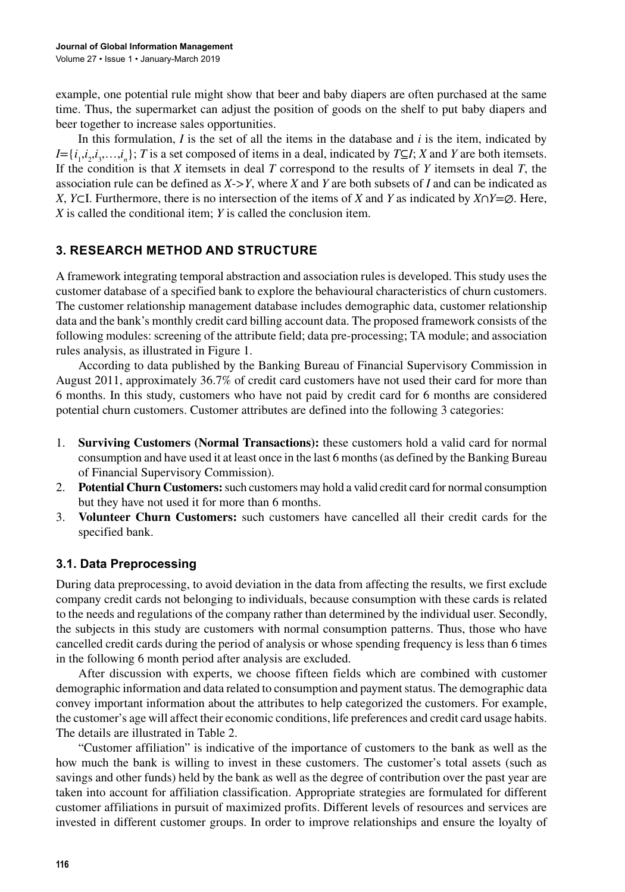example, one potential rule might show that beer and baby diapers are often purchased at the same time. Thus, the supermarket can adjust the position of goods on the shelf to put baby diapers and beer together to increase sales opportunities.

In this formulation, $I$ is the set of all the items in the database and $i$ is the item, indicated by $I=\{i_1,i_2,i_3,\ldots,i_n\}$; $T$ is a set composed of items in a deal, indicated by $T\subseteq I$; $X$ and $Y$ are both itemsets. If the condition is that $X$ itemsets in deal $T$ correspond to the results of $Y$ itemsets in deal $T$, the association rule can be defined as $X\text{->}Y$, where $X$ and $Y$ are both subsets of $I$ and can be indicated as $X$, $Y\subset$I. Furthermore, there is no intersection of the items of $X$ and $Y$ as indicated by $X\cap Y=\varnothing$. Here, $X$ is called the conditional item; $Y$ is called the conclusion item.

## 3. RESEARCH METHOD AND STRUCTURE

A framework integrating temporal abstraction and association rules is developed. This study uses the customer database of a specified bank to explore the behavioural characteristics of churn customers. The customer relationship management database includes demographic data, customer relationship data and the bank's monthly credit card billing account data. The proposed framework consists of the following modules: screening of the attribute field; data pre-processing; TA module; and association rules analysis, as illustrated in Figure 1.

According to data published by the Banking Bureau of Financial Supervisory Commission in August 2011, approximately 36.7% of credit card customers have not used their card for more than 6 months. In this study, customers who have not paid by credit card for 6 months are considered potential churn customers. Customer attributes are defined into the following 3 categories:

1. **Surviving Customers (Normal Transactions):** these customers hold a valid card for normal consumption and have used it at least once in the last 6 months (as defined by the Banking Bureau of Financial Supervisory Commission).
2. **Potential Churn Customers:** such customers may hold a valid credit card for normal consumption but they have not used it for more than 6 months.
3. **Volunteer Churn Customers:** such customers have cancelled all their credit cards for the specified bank.

### 3.1. Data Preprocessing

During data preprocessing, to avoid deviation in the data from affecting the results, we first exclude company credit cards not belonging to individuals, because consumption with these cards is related to the needs and regulations of the company rather than determined by the individual user. Secondly, the subjects in this study are customers with normal consumption patterns. Thus, those who have cancelled credit cards during the period of analysis or whose spending frequency is less than 6 times in the following 6 month period after analysis are excluded.

After discussion with experts, we choose fifteen fields which are combined with customer demographic information and data related to consumption and payment status. The demographic data convey important information about the attributes to help categorized the customers. For example, the customer's age will affect their economic conditions, life preferences and credit card usage habits. The details are illustrated in Table 2.

"Customer affiliation" is indicative of the importance of customers to the bank as well as the how much the bank is willing to invest in these customers. The customer's total assets (such as savings and other funds) held by the bank as well as the degree of contribution over the past year are taken into account for affiliation classification. Appropriate strategies are formulated for different customer affiliations in pursuit of maximized profits. Different levels of resources and services are invested in different customer groups. In order to improve relationships and ensure the loyalty of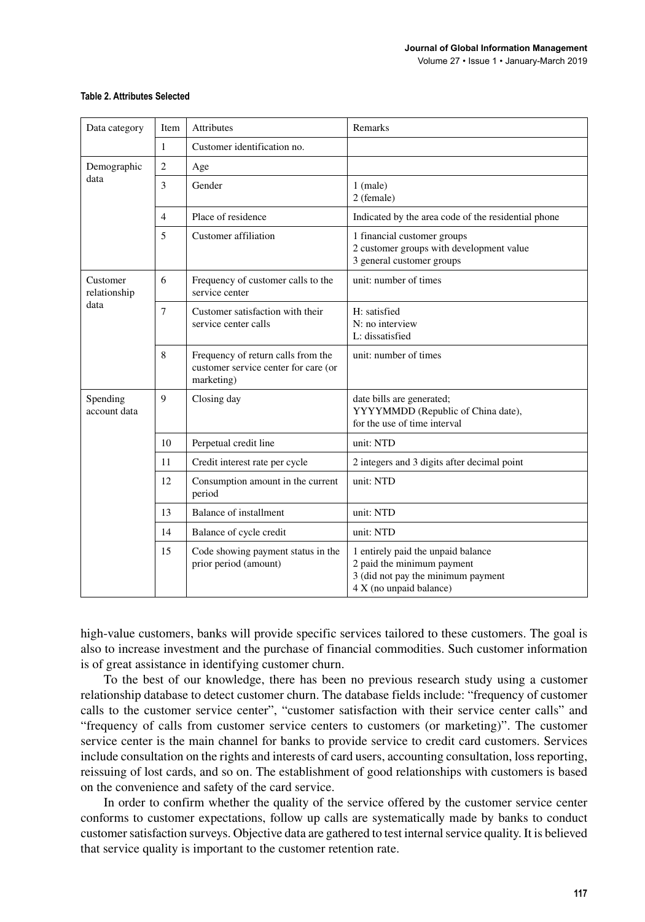**Table 2. Attributes Selected**

| Data category | Item | Attributes | Remarks |
|---|---|---|---|
| | 1 | Customer identification no. | |
| Demographic data | 2 | Age | |
| | 3 | Gender | 1 (male)<br>2 (female) |
| | 4 | Place of residence | Indicated by the area code of the residential phone |
| | 5 | Customer affiliation | 1 financial customer groups<br>2 customer groups with development value<br>3 general customer groups |
| Customer relationship data | 6 | Frequency of customer calls to the service center | unit: number of times |
| | 7 | Customer satisfaction with their service center calls | H: satisfied<br>N: no interview<br>L: dissatisfied |
| | 8 | Frequency of return calls from the customer service center for care (or marketing) | unit: number of times |
| Spending account data | 9 | Closing day | date bills are generated;<br>YYYYMMDD (Republic of China date),<br>for the use of time interval |
| | 10 | Perpetual credit line | unit: NTD |
| | 11 | Credit interest rate per cycle | 2 integers and 3 digits after decimal point |
| | 12 | Consumption amount in the current period | unit: NTD |
| | 13 | Balance of installment | unit: NTD |
| | 14 | Balance of cycle credit | unit: NTD |
| | 15 | Code showing payment status in the prior period (amount) | 1 entirely paid the unpaid balance<br>2 paid the minimum payment<br>3 (did not pay the minimum payment<br>4 X (no unpaid balance) |

high-value customers, banks will provide specific services tailored to these customers. The goal is also to increase investment and the purchase of financial commodities. Such customer information is of great assistance in identifying customer churn.

To the best of our knowledge, there has been no previous research study using a customer relationship database to detect customer churn. The database fields include: "frequency of customer calls to the customer service center", "customer satisfaction with their service center calls" and "frequency of calls from customer service centers to customers (or marketing)". The customer service center is the main channel for banks to provide service to credit card customers. Services include consultation on the rights and interests of card users, accounting consultation, loss reporting, reissuing of lost cards, and so on. The establishment of good relationships with customers is based on the convenience and safety of the card service.

In order to confirm whether the quality of the service offered by the customer service center conforms to customer expectations, follow up calls are systematically made by banks to conduct customer satisfaction surveys. Objective data are gathered to test internal service quality. It is believed that service quality is important to the customer retention rate.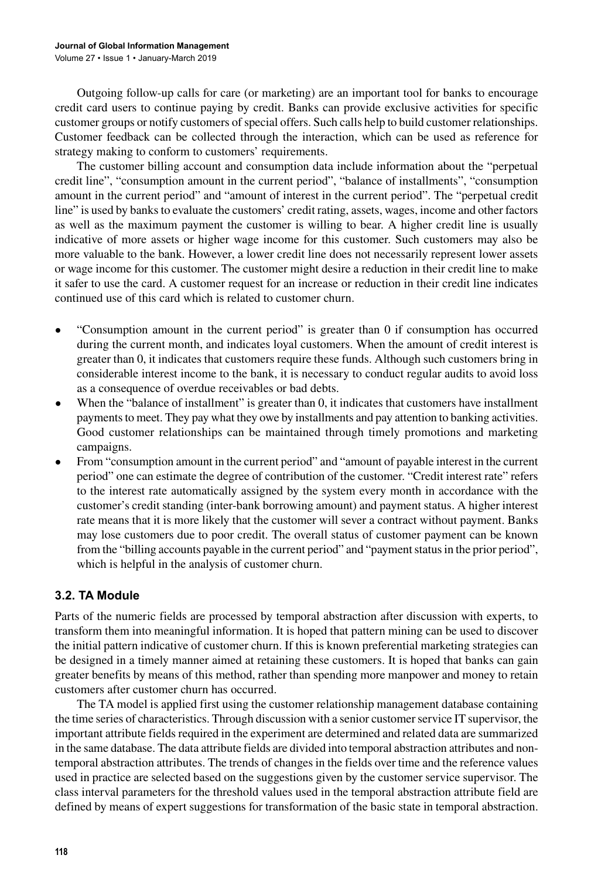Outgoing follow-up calls for care (or marketing) are an important tool for banks to encourage credit card users to continue paying by credit. Banks can provide exclusive activities for specific customer groups or notify customers of special offers. Such calls help to build customer relationships. Customer feedback can be collected through the interaction, which can be used as reference for strategy making to conform to customers' requirements.

The customer billing account and consumption data include information about the "perpetual credit line", "consumption amount in the current period", "balance of installments", "consumption amount in the current period" and "amount of interest in the current period". The "perpetual credit line" is used by banks to evaluate the customers' credit rating, assets, wages, income and other factors as well as the maximum payment the customer is willing to bear. A higher credit line is usually indicative of more assets or higher wage income for this customer. Such customers may also be more valuable to the bank. However, a lower credit line does not necessarily represent lower assets or wage income for this customer. The customer might desire a reduction in their credit line to make it safer to use the card. A customer request for an increase or reduction in their credit line indicates continued use of this card which is related to customer churn.

- "Consumption amount in the current period" is greater than 0 if consumption has occurred during the current month, and indicates loyal customers. When the amount of credit interest is greater than 0, it indicates that customers require these funds. Although such customers bring in considerable interest income to the bank, it is necessary to conduct regular audits to avoid loss as a consequence of overdue receivables or bad debts.
- When the "balance of installment" is greater than 0, it indicates that customers have installment payments to meet. They pay what they owe by installments and pay attention to banking activities. Good customer relationships can be maintained through timely promotions and marketing campaigns.
- From "consumption amount in the current period" and "amount of payable interest in the current period" one can estimate the degree of contribution of the customer. "Credit interest rate" refers to the interest rate automatically assigned by the system every month in accordance with the customer's credit standing (inter-bank borrowing amount) and payment status. A higher interest rate means that it is more likely that the customer will sever a contract without payment. Banks may lose customers due to poor credit. The overall status of customer payment can be known from the "billing accounts payable in the current period" and "payment status in the prior period", which is helpful in the analysis of customer churn.

## 3.2. TA Module

Parts of the numeric fields are processed by temporal abstraction after discussion with experts, to transform them into meaningful information. It is hoped that pattern mining can be used to discover the initial pattern indicative of customer churn. If this is known preferential marketing strategies can be designed in a timely manner aimed at retaining these customers. It is hoped that banks can gain greater benefits by means of this method, rather than spending more manpower and money to retain customers after customer churn has occurred.

The TA model is applied first using the customer relationship management database containing the time series of characteristics. Through discussion with a senior customer service IT supervisor, the important attribute fields required in the experiment are determined and related data are summarized in the same database. The data attribute fields are divided into temporal abstraction attributes and non-temporal abstraction attributes. The trends of changes in the fields over time and the reference values used in practice are selected based on the suggestions given by the customer service supervisor. The class interval parameters for the threshold values used in the temporal abstraction attribute field are defined by means of expert suggestions for transformation of the basic state in temporal abstraction.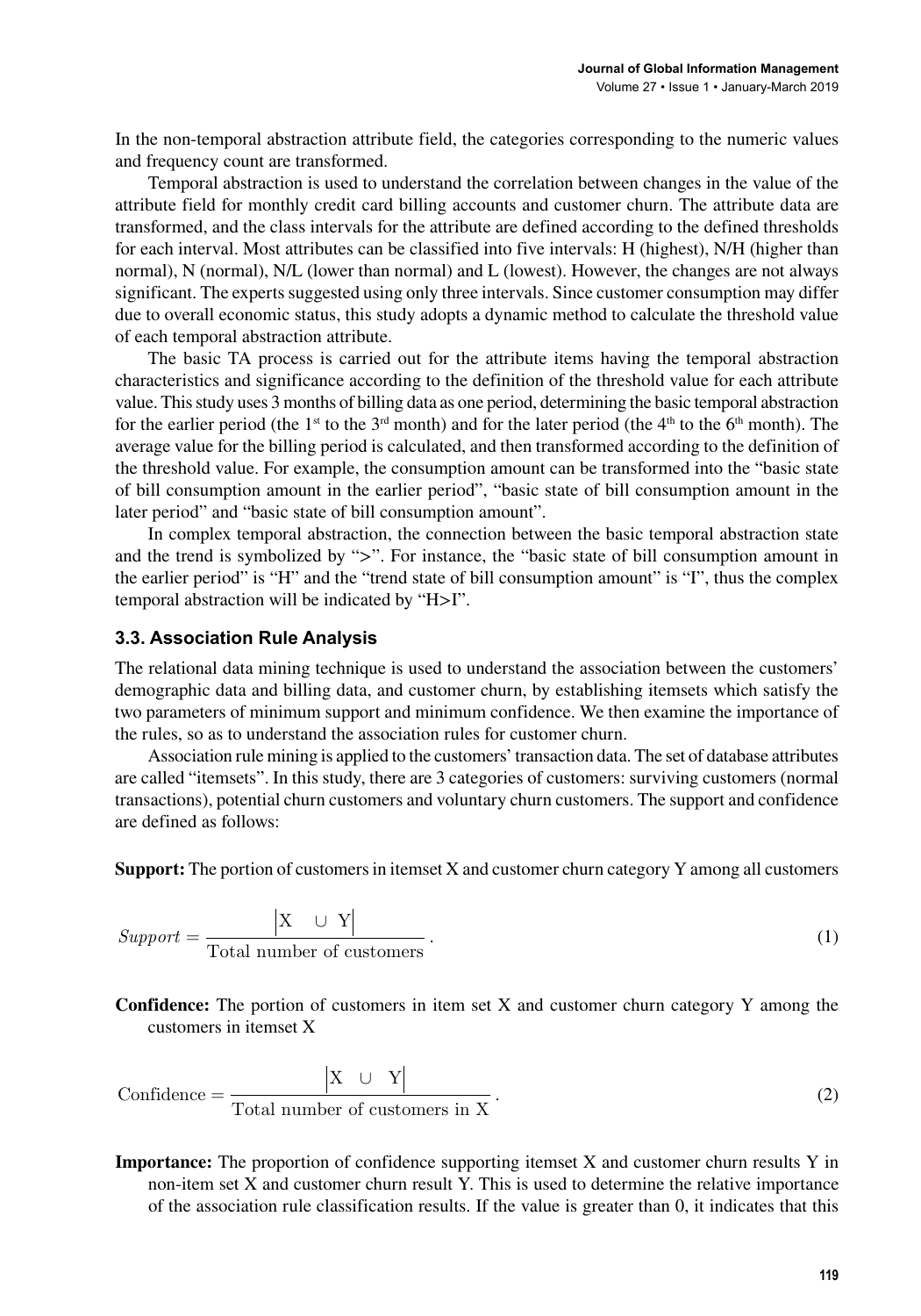In the non-temporal abstraction attribute field, the categories corresponding to the numeric values and frequency count are transformed.

Temporal abstraction is used to understand the correlation between changes in the value of the attribute field for monthly credit card billing accounts and customer churn. The attribute data are transformed, and the class intervals for the attribute are defined according to the defined thresholds for each interval. Most attributes can be classified into five intervals: H (highest), N/H (higher than normal), N (normal), N/L (lower than normal) and L (lowest). However, the changes are not always significant. The experts suggested using only three intervals. Since customer consumption may differ due to overall economic status, this study adopts a dynamic method to calculate the threshold value of each temporal abstraction attribute.

The basic TA process is carried out for the attribute items having the temporal abstraction characteristics and significance according to the definition of the threshold value for each attribute value. This study uses 3 months of billing data as one period, determining the basic temporal abstraction for the earlier period (the 1st to the 3rd month) and for the later period (the 4th to the 6th month). The average value for the billing period is calculated, and then transformed according to the definition of the threshold value. For example, the consumption amount can be transformed into the "basic state of bill consumption amount in the earlier period", "basic state of bill consumption amount in the later period" and "basic state of bill consumption amount".

In complex temporal abstraction, the connection between the basic temporal abstraction state and the trend is symbolized by ">". For instance, the "basic state of bill consumption amount in the earlier period" is "H" and the "trend state of bill consumption amount" is "I", thus the complex temporal abstraction will be indicated by "H>I".

### 3.3. Association Rule Analysis

The relational data mining technique is used to understand the association between the customers' demographic data and billing data, and customer churn, by establishing itemsets which satisfy the two parameters of minimum support and minimum confidence. We then examine the importance of the rules, so as to understand the association rules for customer churn.

Association rule mining is applied to the customers' transaction data. The set of database attributes are called "itemsets". In this study, there are 3 categories of customers: surviving customers (normal transactions), potential churn customers and voluntary churn customers. The support and confidence are defined as follows:

**Support:** The portion of customers in itemset X and customer churn category Y among all customers

$$Support = \frac{\left|X \quad \cup \ Y\right|}{\text{Total number of customers}}. \tag{1}$$

**Confidence:** The portion of customers in item set X and customer churn category Y among the customers in itemset X

$$\text{Confidence} = \frac{\left|X \quad \cup \quad Y\right|}{\text{Total number of customers in X}}. \tag{2}$$

**Importance:** The proportion of confidence supporting itemset X and customer churn results Y in non-item set X and customer churn result Y. This is used to determine the relative importance of the association rule classification results. If the value is greater than 0, it indicates that this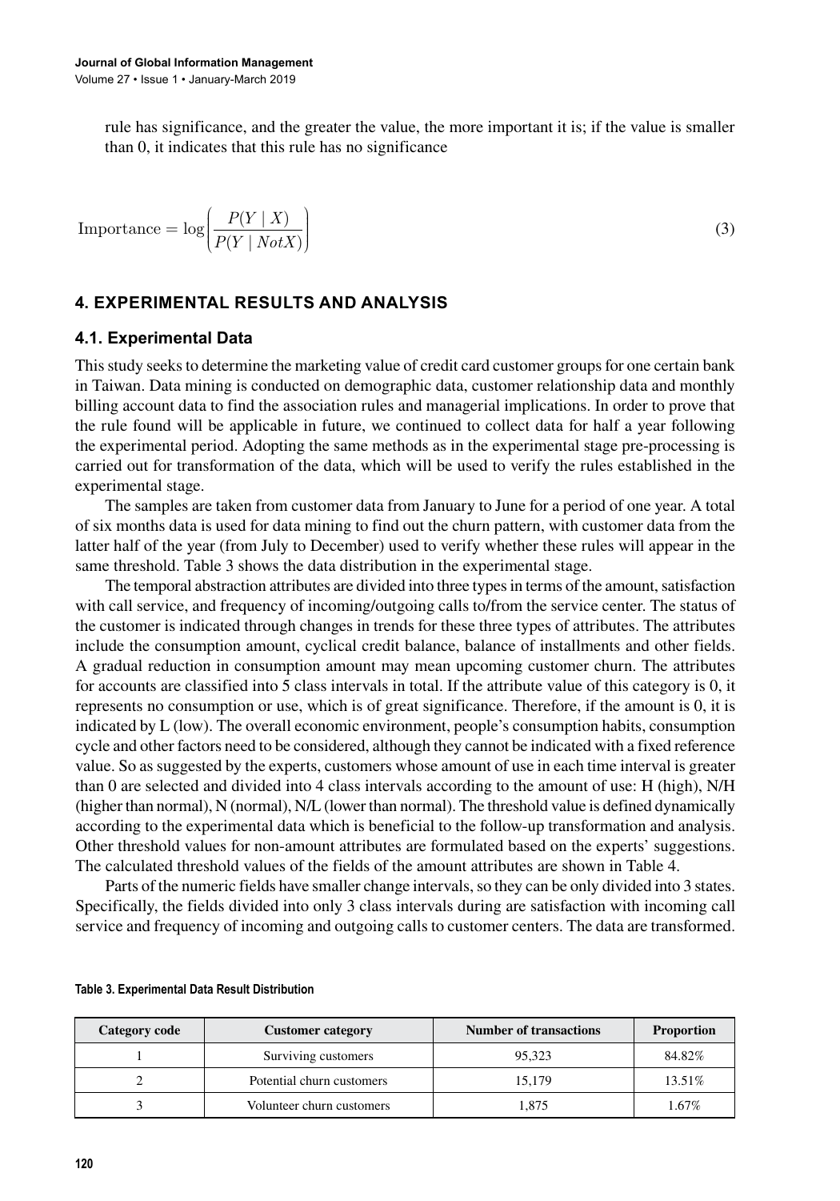rule has significance, and the greater the value, the more important it is; if the value is smaller than 0, it indicates that this rule has no significance

$$\text{Importance} = \log\left(\frac{P(Y \mid X)}{P(Y \mid NotX)}\right) \tag{3}$$

## 4. EXPERIMENTAL RESULTS AND ANALYSIS

### 4.1. Experimental Data

This study seeks to determine the marketing value of credit card customer groups for one certain bank in Taiwan. Data mining is conducted on demographic data, customer relationship data and monthly billing account data to find the association rules and managerial implications. In order to prove that the rule found will be applicable in future, we continued to collect data for half a year following the experimental period. Adopting the same methods as in the experimental stage pre-processing is carried out for transformation of the data, which will be used to verify the rules established in the experimental stage.

The samples are taken from customer data from January to June for a period of one year. A total of six months data is used for data mining to find out the churn pattern, with customer data from the latter half of the year (from July to December) used to verify whether these rules will appear in the same threshold. Table 3 shows the data distribution in the experimental stage.

The temporal abstraction attributes are divided into three types in terms of the amount, satisfaction with call service, and frequency of incoming/outgoing calls to/from the service center. The status of the customer is indicated through changes in trends for these three types of attributes. The attributes include the consumption amount, cyclical credit balance, balance of installments and other fields. A gradual reduction in consumption amount may mean upcoming customer churn. The attributes for accounts are classified into 5 class intervals in total. If the attribute value of this category is 0, it represents no consumption or use, which is of great significance. Therefore, if the amount is 0, it is indicated by L (low). The overall economic environment, people's consumption habits, consumption cycle and other factors need to be considered, although they cannot be indicated with a fixed reference value. So as suggested by the experts, customers whose amount of use in each time interval is greater than 0 are selected and divided into 4 class intervals according to the amount of use: H (high), N/H (higher than normal), N (normal), N/L (lower than normal). The threshold value is defined dynamically according to the experimental data which is beneficial to the follow-up transformation and analysis. Other threshold values for non-amount attributes are formulated based on the experts' suggestions. The calculated threshold values of the fields of the amount attributes are shown in Table 4.

Parts of the numeric fields have smaller change intervals, so they can be only divided into 3 states. Specifically, the fields divided into only 3 class intervals during are satisfaction with incoming call service and frequency of incoming and outgoing calls to customer centers. The data are transformed.

**Table 3. Experimental Data Result Distribution**

| Category code | Customer category | Number of transactions | Proportion |
|---|---|---|---|
| 1 | Surviving customers | 95,323 | 84.82% |
| 2 | Potential churn customers | 15,179 | 13.51% |
| 3 | Volunteer churn customers | 1,875 | 1.67% |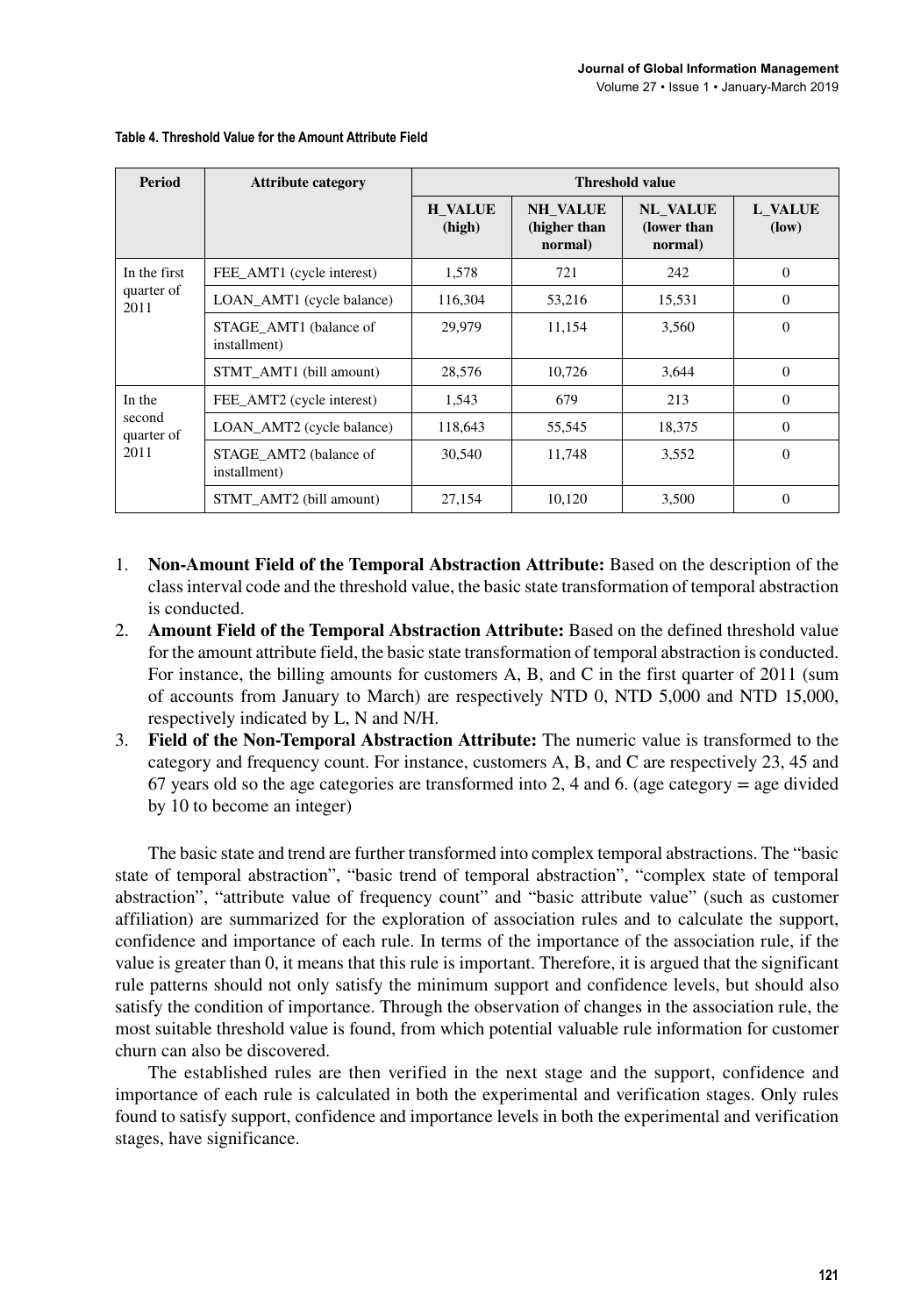**Table 4. Threshold Value for the Amount Attribute Field**

| Period | Attribute category | Threshold value | | | |
|---|---|---|---|---|---|
| | | H_VALUE (high) | NH_VALUE (higher than normal) | NL_VALUE (lower than normal) | L_VALUE (low) |
| In the first quarter of 2011 | FEE_AMT1 (cycle interest) | 1,578 | 721 | 242 | 0 |
| | LOAN_AMT1 (cycle balance) | 116,304 | 53,216 | 15,531 | 0 |
| | STAGE_AMT1 (balance of installment) | 29,979 | 11,154 | 3,560 | 0 |
| | STMT_AMT1 (bill amount) | 28,576 | 10,726 | 3,644 | 0 |
| In the second quarter of 2011 | FEE_AMT2 (cycle interest) | 1,543 | 679 | 213 | 0 |
| | LOAN_AMT2 (cycle balance) | 118,643 | 55,545 | 18,375 | 0 |
| | STAGE_AMT2 (balance of installment) | 30,540 | 11,748 | 3,552 | 0 |
| | STMT_AMT2 (bill amount) | 27,154 | 10,120 | 3,500 | 0 |

1. **Non-Amount Field of the Temporal Abstraction Attribute:** Based on the description of the class interval code and the threshold value, the basic state transformation of temporal abstraction is conducted.
2. **Amount Field of the Temporal Abstraction Attribute:** Based on the defined threshold value for the amount attribute field, the basic state transformation of temporal abstraction is conducted. For instance, the billing amounts for customers A, B, and C in the first quarter of 2011 (sum of accounts from January to March) are respectively NTD 0, NTD 5,000 and NTD 15,000, respectively indicated by L, N and N/H.
3. **Field of the Non-Temporal Abstraction Attribute:** The numeric value is transformed to the category and frequency count. For instance, customers A, B, and C are respectively 23, 45 and 67 years old so the age categories are transformed into 2, 4 and 6. (age category = age divided by 10 to become an integer)

The basic state and trend are further transformed into complex temporal abstractions. The "basic state of temporal abstraction", "basic trend of temporal abstraction", "complex state of temporal abstraction", "attribute value of frequency count" and "basic attribute value" (such as customer affiliation) are summarized for the exploration of association rules and to calculate the support, confidence and importance of each rule. In terms of the importance of the association rule, if the value is greater than 0, it means that this rule is important. Therefore, it is argued that the significant rule patterns should not only satisfy the minimum support and confidence levels, but should also satisfy the condition of importance. Through the observation of changes in the association rule, the most suitable threshold value is found, from which potential valuable rule information for customer churn can also be discovered.

The established rules are then verified in the next stage and the support, confidence and importance of each rule is calculated in both the experimental and verification stages. Only rules found to satisfy support, confidence and importance levels in both the experimental and verification stages, have significance.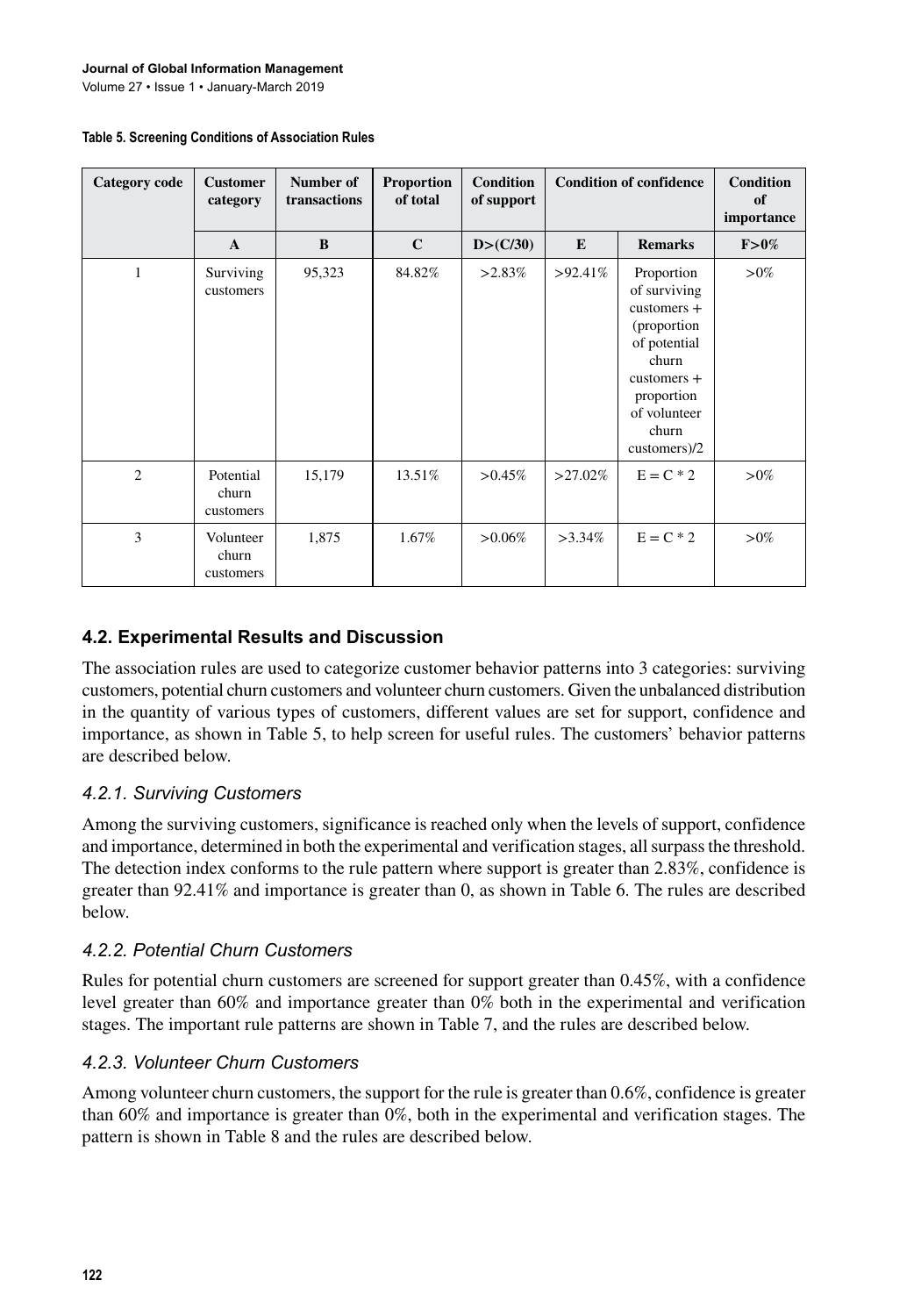**Table 5. Screening Conditions of Association Rules**

| Category code | Customer category | Number of transactions | Proportion of total | Condition of support | Condition of confidence | | Condition of importance |
|---|---|---|---|---|---|---|---|
| | **A** | **B** | **C** | **D>(C/30)** | **E** | **Remarks** | **F>0%** |
| 1 | Surviving customers | 95,323 | 84.82% | >2.83% | >92.41% | Proportion of surviving customers + (proportion of potential churn customers + proportion of volunteer churn customers)/2 | >0% |
| 2 | Potential churn customers | 15,179 | 13.51% | >0.45% | >27.02% | E = C * 2 | >0% |
| 3 | Volunteer churn customers | 1,875 | 1.67% | >0.06% | >3.34% | E = C * 2 | >0% |

## 4.2. Experimental Results and Discussion

The association rules are used to categorize customer behavior patterns into 3 categories: surviving customers, potential churn customers and volunteer churn customers. Given the unbalanced distribution in the quantity of various types of customers, different values are set for support, confidence and importance, as shown in Table 5, to help screen for useful rules. The customers' behavior patterns are described below.

### *4.2.1. Surviving Customers*

Among the surviving customers, significance is reached only when the levels of support, confidence and importance, determined in both the experimental and verification stages, all surpass the threshold. The detection index conforms to the rule pattern where support is greater than 2.83%, confidence is greater than 92.41% and importance is greater than 0, as shown in Table 6. The rules are described below.

### *4.2.2. Potential Churn Customers*

Rules for potential churn customers are screened for support greater than 0.45%, with a confidence level greater than 60% and importance greater than 0% both in the experimental and verification stages. The important rule patterns are shown in Table 7, and the rules are described below.

### *4.2.3. Volunteer Churn Customers*

Among volunteer churn customers, the support for the rule is greater than 0.6%, confidence is greater than 60% and importance is greater than 0%, both in the experimental and verification stages. The pattern is shown in Table 8 and the rules are described below.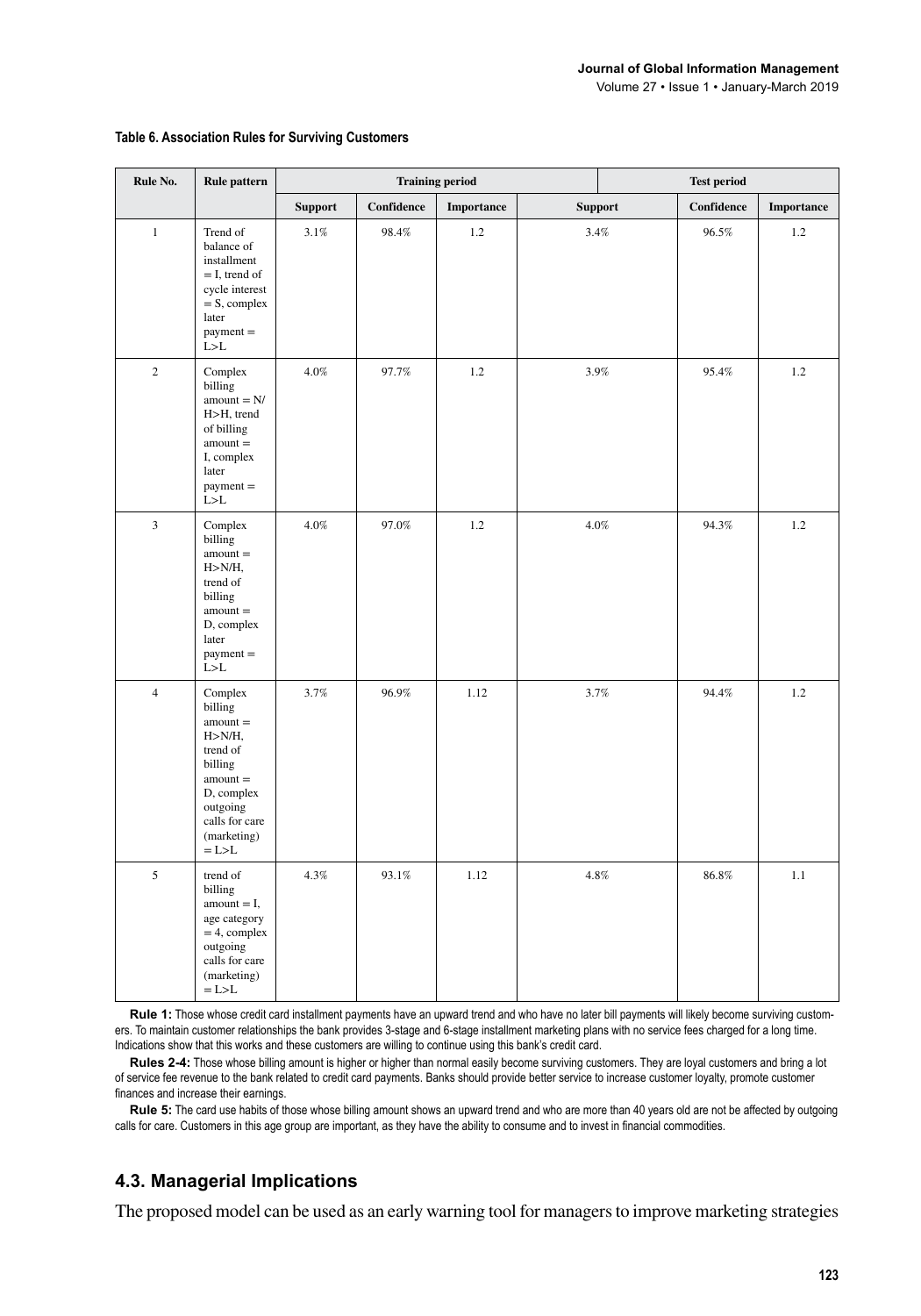**Table 6. Association Rules for Surviving Customers**

| Rule No. | Rule pattern | Training period | | | Test period | | |
|---|---|---|---|---|---|---|---|
| | | Support | Confidence | Importance | Support | Confidence | Importance |
| 1 | Trend of balance of installment = I, trend of cycle interest = S, complex later payment = L>L | 3.1% | 98.4% | 1.2 | 3.4% | 96.5% | 1.2 |
| 2 | Complex billing amount = N/H>H, trend of billing amount = I, complex later payment = L>L | 4.0% | 97.7% | 1.2 | 3.9% | 95.4% | 1.2 |
| 3 | Complex billing amount = H>N/H, trend of billing amount = D, complex later payment = L>L | 4.0% | 97.0% | 1.2 | 4.0% | 94.3% | 1.2 |
| 4 | Complex billing amount = H>N/H, trend of billing amount = D, complex outgoing calls for care (marketing) = L>L | 3.7% | 96.9% | 1.12 | 3.7% | 94.4% | 1.2 |
| 5 | trend of billing amount = I, age category = 4, complex outgoing calls for care (marketing) = L>L | 4.3% | 93.1% | 1.12 | 4.8% | 86.8% | 1.1 |

**Rule 1:** Those whose credit card installment payments have an upward trend and who have no later bill payments will likely become surviving customers. To maintain customer relationships the bank provides 3-stage and 6-stage installment marketing plans with no service fees charged for a long time. Indications show that this works and these customers are willing to continue using this bank's credit card.

**Rules 2-4:** Those whose billing amount is higher or higher than normal easily become surviving customers. They are loyal customers and bring a lot of service fee revenue to the bank related to credit card payments. Banks should provide better service to increase customer loyalty, promote customer finances and increase their earnings.

**Rule 5:** The card use habits of those whose billing amount shows an upward trend and who are more than 40 years old are not be affected by outgoing calls for care. Customers in this age group are important, as they have the ability to consume and to invest in financial commodities.

## 4.3. Managerial Implications

The proposed model can be used as an early warning tool for managers to improve marketing strategies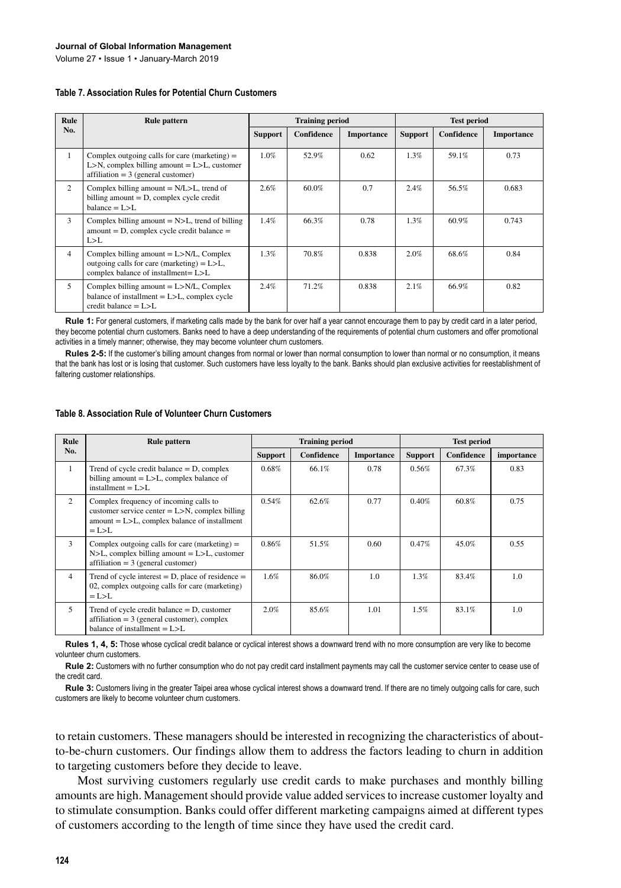**Table 7. Association Rules for Potential Churn Customers**

| Rule No. | Rule pattern | Training period | | | Test period | | |
|---|---|---|---|---|---|---|---|
| | | Support | Confidence | Importance | Support | Confidence | Importance |
| 1 | Complex outgoing calls for care (marketing) = L>N, complex billing amount = L>L, customer affiliation = 3 (general customer) | 1.0% | 52.9% | 0.62 | 1.3% | 59.1% | 0.73 |
| 2 | Complex billing amount = N/L>L, trend of billing amount = D, complex cycle credit balance = L>L | 2.6% | 60.0% | 0.7 | 2.4% | 56.5% | 0.683 |
| 3 | Complex billing amount = N>L, trend of billing amount = D, complex cycle credit balance = L>L | 1.4% | 66.3% | 0.78 | 1.3% | 60.9% | 0.743 |
| 4 | Complex billing amount = L>N/L, Complex outgoing calls for care (marketing) = L>L, complex balance of installment= L>L | 1.3% | 70.8% | 0.838 | 2.0% | 68.6% | 0.84 |
| 5 | Complex billing amount = L>N/L, Complex balance of installment = L>L, complex cycle credit balance = L>L | 2.4% | 71.2% | 0.838 | 2.1% | 66.9% | 0.82 |

**Rule 1:** For general customers, if marketing calls made by the bank for over half a year cannot encourage them to pay by credit card in a later period, they become potential churn customers. Banks need to have a deep understanding of the requirements of potential churn customers and offer promotional activities in a timely manner; otherwise, they may become volunteer churn customers.

**Rules 2-5:** If the customer's billing amount changes from normal or lower than normal consumption to lower than normal or no consumption, it means that the bank has lost or is losing that customer. Such customers have less loyalty to the bank. Banks should plan exclusive activities for reestablishment of faltering customer relationships.

**Table 8. Association Rule of Volunteer Churn Customers**

| Rule No. | Rule pattern | Training period | | | Test period | | |
|---|---|---|---|---|---|---|---|
| | | Support | Confidence | Importance | Support | Confidence | importance |
| 1 | Trend of cycle credit balance = D, complex billing amount = L>L, complex balance of installment = L>L | 0.68% | 66.1% | 0.78 | 0.56% | 67.3% | 0.83 |
| 2 | Complex frequency of incoming calls to customer service center = L>N, complex billing amount = L>L, complex balance of installment = L>L | 0.54% | 62.6% | 0.77 | 0.40% | 60.8% | 0.75 |
| 3 | Complex outgoing calls for care (marketing) = N>L, complex billing amount = L>L, customer affiliation = 3 (general customer) | 0.86% | 51.5% | 0.60 | 0.47% | 45.0% | 0.55 |
| 4 | Trend of cycle interest = D, place of residence = 02, complex outgoing calls for care (marketing) = L>L | 1.6% | 86.0% | 1.0 | 1.3% | 83.4% | 1.0 |
| 5 | Trend of cycle credit balance = D, customer affiliation = 3 (general customer), complex balance of installment = L>L | 2.0% | 85.6% | 1.01 | 1.5% | 83.1% | 1.0 |

**Rules 1, 4, 5:** Those whose cyclical credit balance or cyclical interest shows a downward trend with no more consumption are very like to become volunteer churn customers.

**Rule 2:** Customers with no further consumption who do not pay credit card installment payments may call the customer service center to cease use of the credit card.

**Rule 3:** Customers living in the greater Taipei area whose cyclical interest shows a downward trend. If there are no timely outgoing calls for care, such customers are likely to become volunteer churn customers.

to retain customers. These managers should be interested in recognizing the characteristics of about-to-be-churn customers. Our findings allow them to address the factors leading to churn in addition to targeting customers before they decide to leave.

Most surviving customers regularly use credit cards to make purchases and monthly billing amounts are high. Management should provide value added services to increase customer loyalty and to stimulate consumption. Banks could offer different marketing campaigns aimed at different types of customers according to the length of time since they have used the credit card.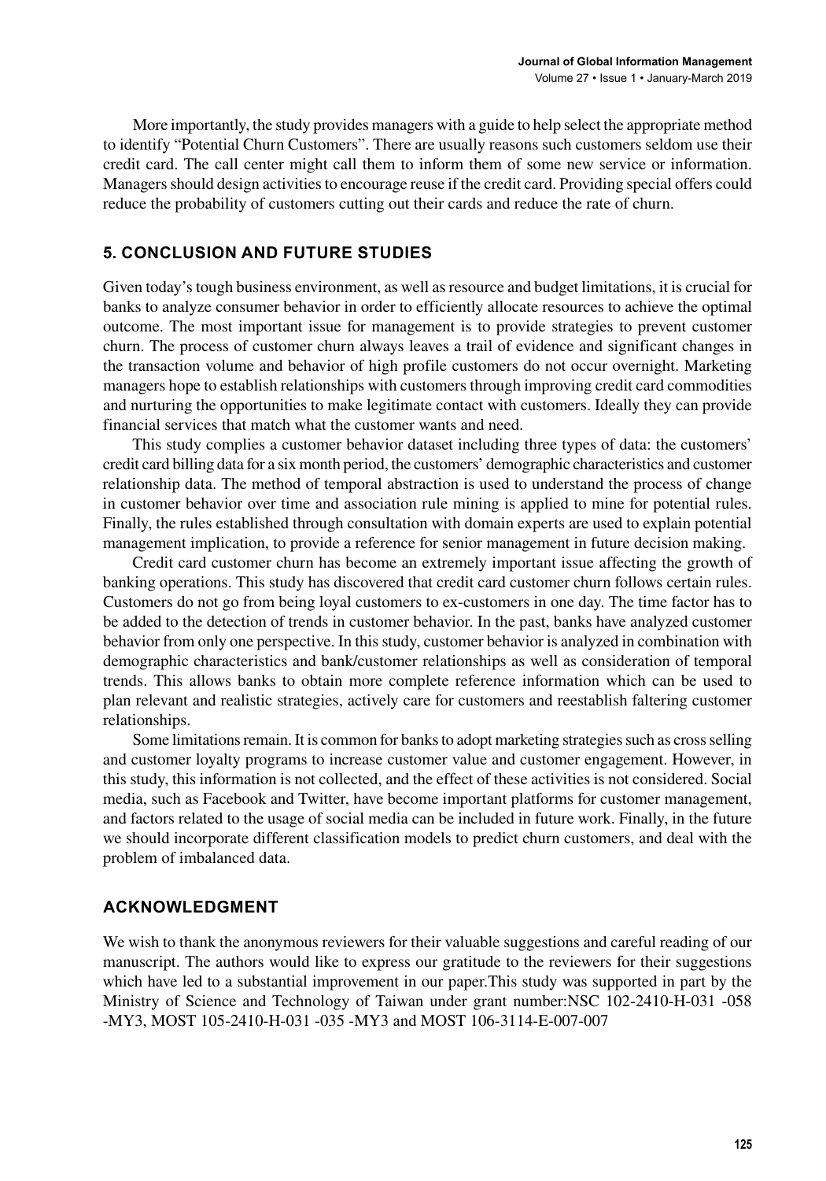More importantly, the study provides managers with a guide to help select the appropriate method to identify "Potential Churn Customers". There are usually reasons such customers seldom use their credit card. The call center might call them to inform them of some new service or information. Managers should design activities to encourage reuse if the credit card. Providing special offers could reduce the probability of customers cutting out their cards and reduce the rate of churn.

## 5. CONCLUSION AND FUTURE STUDIES

Given today's tough business environment, as well as resource and budget limitations, it is crucial for banks to analyze consumer behavior in order to efficiently allocate resources to achieve the optimal outcome. The most important issue for management is to provide strategies to prevent customer churn. The process of customer churn always leaves a trail of evidence and significant changes in the transaction volume and behavior of high profile customers do not occur overnight. Marketing managers hope to establish relationships with customers through improving credit card commodities and nurturing the opportunities to make legitimate contact with customers. Ideally they can provide financial services that match what the customer wants and need.

This study complies a customer behavior dataset including three types of data: the customers' credit card billing data for a six month period, the customers' demographic characteristics and customer relationship data. The method of temporal abstraction is used to understand the process of change in customer behavior over time and association rule mining is applied to mine for potential rules. Finally, the rules established through consultation with domain experts are used to explain potential management implication, to provide a reference for senior management in future decision making.

Credit card customer churn has become an extremely important issue affecting the growth of banking operations. This study has discovered that credit card customer churn follows certain rules. Customers do not go from being loyal customers to ex-customers in one day. The time factor has to be added to the detection of trends in customer behavior. In the past, banks have analyzed customer behavior from only one perspective. In this study, customer behavior is analyzed in combination with demographic characteristics and bank/customer relationships as well as consideration of temporal trends. This allows banks to obtain more complete reference information which can be used to plan relevant and realistic strategies, actively care for customers and reestablish faltering customer relationships.

Some limitations remain. It is common for banks to adopt marketing strategies such as cross selling and customer loyalty programs to increase customer value and customer engagement. However, in this study, this information is not collected, and the effect of these activities is not considered. Social media, such as Facebook and Twitter, have become important platforms for customer management, and factors related to the usage of social media can be included in future work. Finally, in the future we should incorporate different classification models to predict churn customers, and deal with the problem of imbalanced data.

## ACKNOWLEDGMENT

We wish to thank the anonymous reviewers for their valuable suggestions and careful reading of our manuscript. The authors would like to express our gratitude to the reviewers for their suggestions which have led to a substantial improvement in our paper.This study was supported in part by the Ministry of Science and Technology of Taiwan under grant number:NSC 102-2410-H-031 -058 -MY3, MOST 105-2410-H-031 -035 -MY3 and MOST 106-3114-E-007-007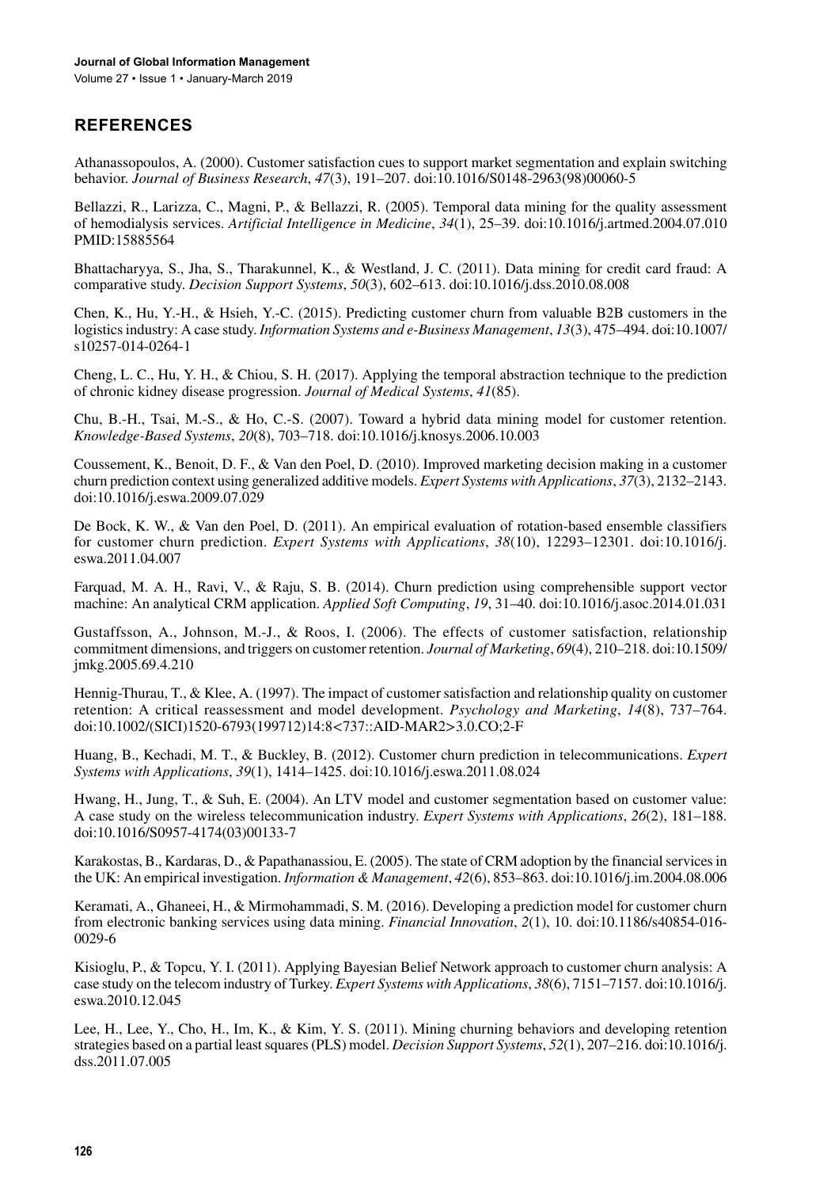## REFERENCES

Athanassopoulos, A. (2000). Customer satisfaction cues to support market segmentation and explain switching behavior. *Journal of Business Research*, *47*(3), 191–207. doi:10.1016/S0148-2963(98)00060-5

Bellazzi, R., Larizza, C., Magni, P., & Bellazzi, R. (2005). Temporal data mining for the quality assessment of hemodialysis services. *Artificial Intelligence in Medicine*, *34*(1), 25–39. doi:10.1016/j.artmed.2004.07.010 PMID:15885564

Bhattacharyya, S., Jha, S., Tharakunnel, K., & Westland, J. C. (2011). Data mining for credit card fraud: A comparative study. *Decision Support Systems*, *50*(3), 602–613. doi:10.1016/j.dss.2010.08.008

Chen, K., Hu, Y.-H., & Hsieh, Y.-C. (2015). Predicting customer churn from valuable B2B customers in the logistics industry: A case study. *Information Systems and e-Business Management*, *13*(3), 475–494. doi:10.1007/s10257-014-0264-1

Cheng, L. C., Hu, Y. H., & Chiou, S. H. (2017). Applying the temporal abstraction technique to the prediction of chronic kidney disease progression. *Journal of Medical Systems*, *41*(85).

Chu, B.-H., Tsai, M.-S., & Ho, C.-S. (2007). Toward a hybrid data mining model for customer retention. *Knowledge-Based Systems*, *20*(8), 703–718. doi:10.1016/j.knosys.2006.10.003

Coussement, K., Benoit, D. F., & Van den Poel, D. (2010). Improved marketing decision making in a customer churn prediction context using generalized additive models. *Expert Systems with Applications*, *37*(3), 2132–2143. doi:10.1016/j.eswa.2009.07.029

De Bock, K. W., & Van den Poel, D. (2011). An empirical evaluation of rotation-based ensemble classifiers for customer churn prediction. *Expert Systems with Applications*, *38*(10), 12293–12301. doi:10.1016/j.eswa.2011.04.007

Farquad, M. A. H., Ravi, V., & Raju, S. B. (2014). Churn prediction using comprehensible support vector machine: An analytical CRM application. *Applied Soft Computing*, *19*, 31–40. doi:10.1016/j.asoc.2014.01.031

Gustaffsson, A., Johnson, M.-J., & Roos, I. (2006). The effects of customer satisfaction, relationship commitment dimensions, and triggers on customer retention. *Journal of Marketing*, *69*(4), 210–218. doi:10.1509/jmkg.2005.69.4.210

Hennig-Thurau, T., & Klee, A. (1997). The impact of customer satisfaction and relationship quality on customer retention: A critical reassessment and model development. *Psychology and Marketing*, *14*(8), 737–764. doi:10.1002/(SICI)1520-6793(199712)14:8<737::AID-MAR2>3.0.CO;2-F

Huang, B., Kechadi, M. T., & Buckley, B. (2012). Customer churn prediction in telecommunications. *Expert Systems with Applications*, *39*(1), 1414–1425. doi:10.1016/j.eswa.2011.08.024

Hwang, H., Jung, T., & Suh, E. (2004). An LTV model and customer segmentation based on customer value: A case study on the wireless telecommunication industry. *Expert Systems with Applications*, *26*(2), 181–188. doi:10.1016/S0957-4174(03)00133-7

Karakostas, B., Kardaras, D., & Papathanassiou, E. (2005). The state of CRM adoption by the financial services in the UK: An empirical investigation. *Information & Management*, *42*(6), 853–863. doi:10.1016/j.im.2004.08.006

Keramati, A., Ghaneei, H., & Mirmohammadi, S. M. (2016). Developing a prediction model for customer churn from electronic banking services using data mining. *Financial Innovation*, *2*(1), 10. doi:10.1186/s40854-016-0029-6

Kisioglu, P., & Topcu, Y. I. (2011). Applying Bayesian Belief Network approach to customer churn analysis: A case study on the telecom industry of Turkey. *Expert Systems with Applications*, *38*(6), 7151–7157. doi:10.1016/j.eswa.2010.12.045

Lee, H., Lee, Y., Cho, H., Im, K., & Kim, Y. S. (2011). Mining churning behaviors and developing retention strategies based on a partial least squares (PLS) model. *Decision Support Systems*, *52*(1), 207–216. doi:10.1016/j.dss.2011.07.005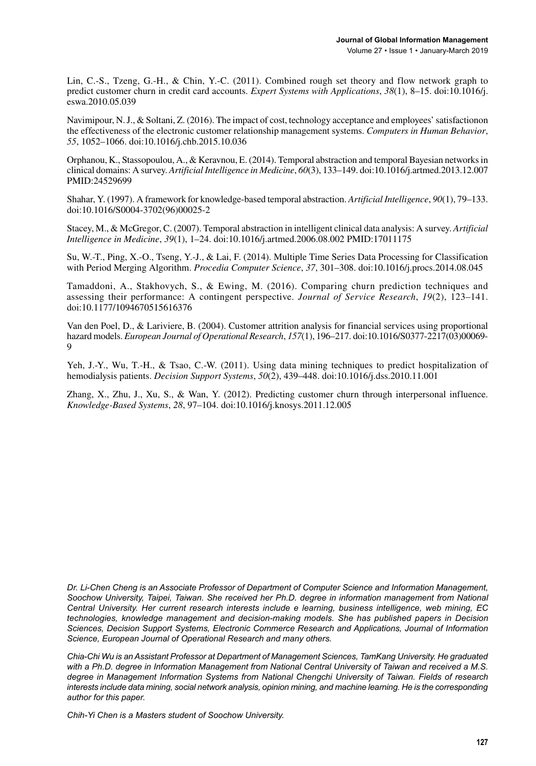Lin, C.-S., Tzeng, G.-H., & Chin, Y.-C. (2011). Combined rough set theory and flow network graph to predict customer churn in credit card accounts. *Expert Systems with Applications*, *38*(1), 8–15. doi:10.1016/j.eswa.2010.05.039

Navimipour, N. J., & Soltani, Z. (2016). The impact of cost, technology acceptance and employees' satisfactionon the effectiveness of the electronic customer relationship management systems. *Computers in Human Behavior*, *55*, 1052–1066. doi:10.1016/j.chb.2015.10.036

Orphanou, K., Stassopoulou, A., & Keravnou, E. (2014). Temporal abstraction and temporal Bayesian networks in clinical domains: A survey. *Artificial Intelligence in Medicine*, *60*(3), 133–149. doi:10.1016/j.artmed.2013.12.007 PMID:24529699

Shahar, Y. (1997). A framework for knowledge-based temporal abstraction. *Artificial Intelligence*, *90*(1), 79–133. doi:10.1016/S0004-3702(96)00025-2

Stacey, M., & McGregor, C. (2007). Temporal abstraction in intelligent clinical data analysis: A survey. *Artificial Intelligence in Medicine*, *39*(1), 1–24. doi:10.1016/j.artmed.2006.08.002 PMID:17011175

Su, W.-T., Ping, X.-O., Tseng, Y.-J., & Lai, F. (2014). Multiple Time Series Data Processing for Classification with Period Merging Algorithm. *Procedia Computer Science*, *37*, 301–308. doi:10.1016/j.procs.2014.08.045

Tamaddoni, A., Stakhovych, S., & Ewing, M. (2016). Comparing churn prediction techniques and assessing their performance: A contingent perspective. *Journal of Service Research*, *19*(2), 123–141. doi:10.1177/1094670515616376

Van den Poel, D., & Lariviere, B. (2004). Customer attrition analysis for financial services using proportional hazard models. *European Journal of Operational Research*, *157*(1), 196–217. doi:10.1016/S0377-2217(03)00069-9

Yeh, J.-Y., Wu, T.-H., & Tsao, C.-W. (2011). Using data mining techniques to predict hospitalization of hemodialysis patients. *Decision Support Systems*, *50*(2), 439–448. doi:10.1016/j.dss.2010.11.001

Zhang, X., Zhu, J., Xu, S., & Wan, Y. (2012). Predicting customer churn through interpersonal influence. *Knowledge-Based Systems*, *28*, 97–104. doi:10.1016/j.knosys.2011.12.005

*Dr. Li-Chen Cheng is an Associate Professor of Department of Computer Science and Information Management, Soochow University, Taipei, Taiwan. She received her Ph.D. degree in information management from National Central University. Her current research interests include e learning, business intelligence, web mining, EC technologies, knowledge management and decision-making models. She has published papers in Decision Sciences, Decision Support Systems, Electronic Commerce Research and Applications, Journal of Information Science, European Journal of Operational Research and many others.*

*Chia-Chi Wu is an Assistant Professor at Department of Management Sciences, TamKang University. He graduated with a Ph.D. degree in Information Management from National Central University of Taiwan and received a M.S. degree in Management Information Systems from National Chengchi University of Taiwan. Fields of research interests include data mining, social network analysis, opinion mining, and machine learning. He is the corresponding author for this paper.*

*Chih-Yi Chen is a Masters student of Soochow University.*